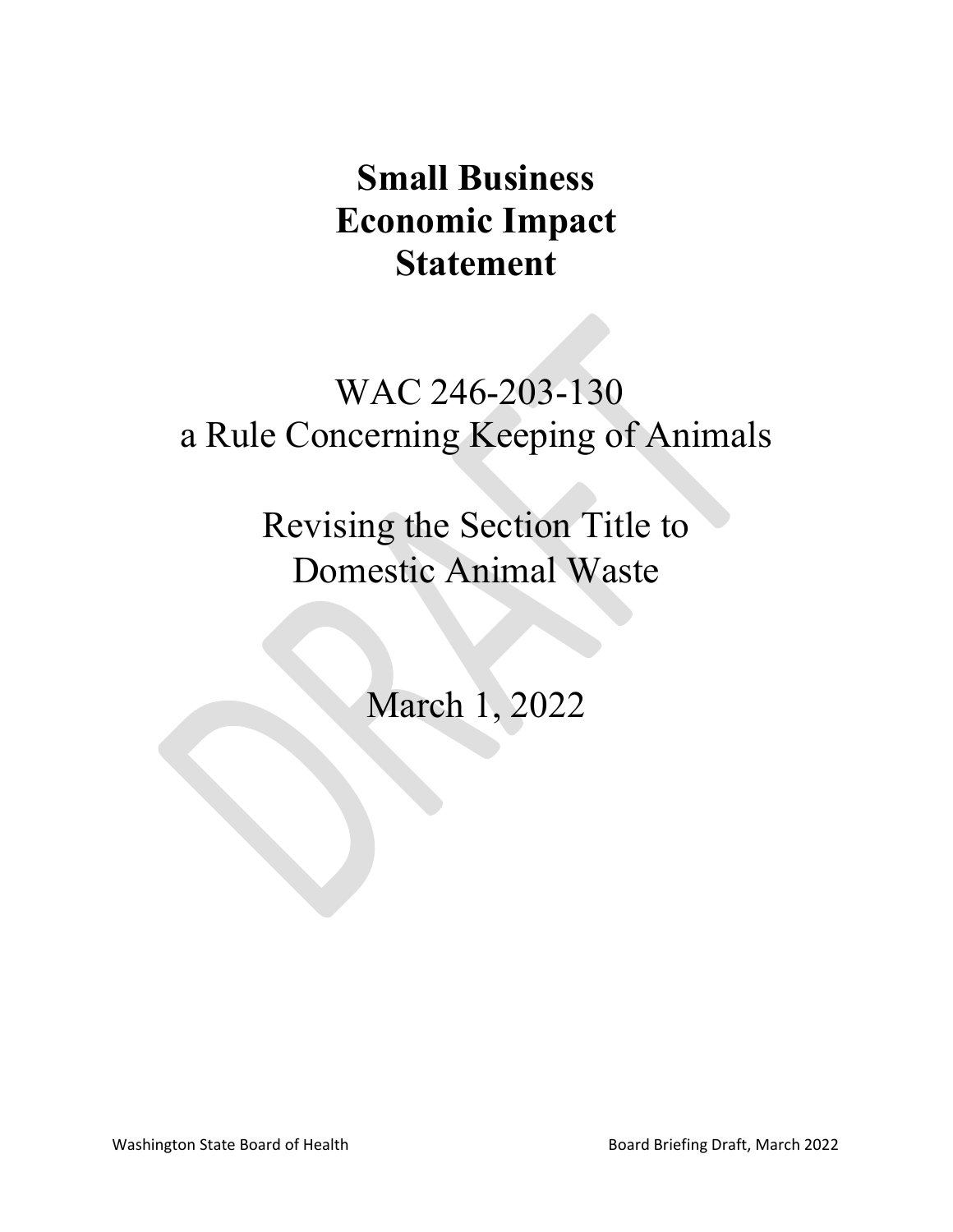# Small Business Economic Impact Statement

WAC 246-203-130
a Rule Concerning Keeping of Animals

Revising the Section Title to
Domestic Animal Waste

March 1, 2022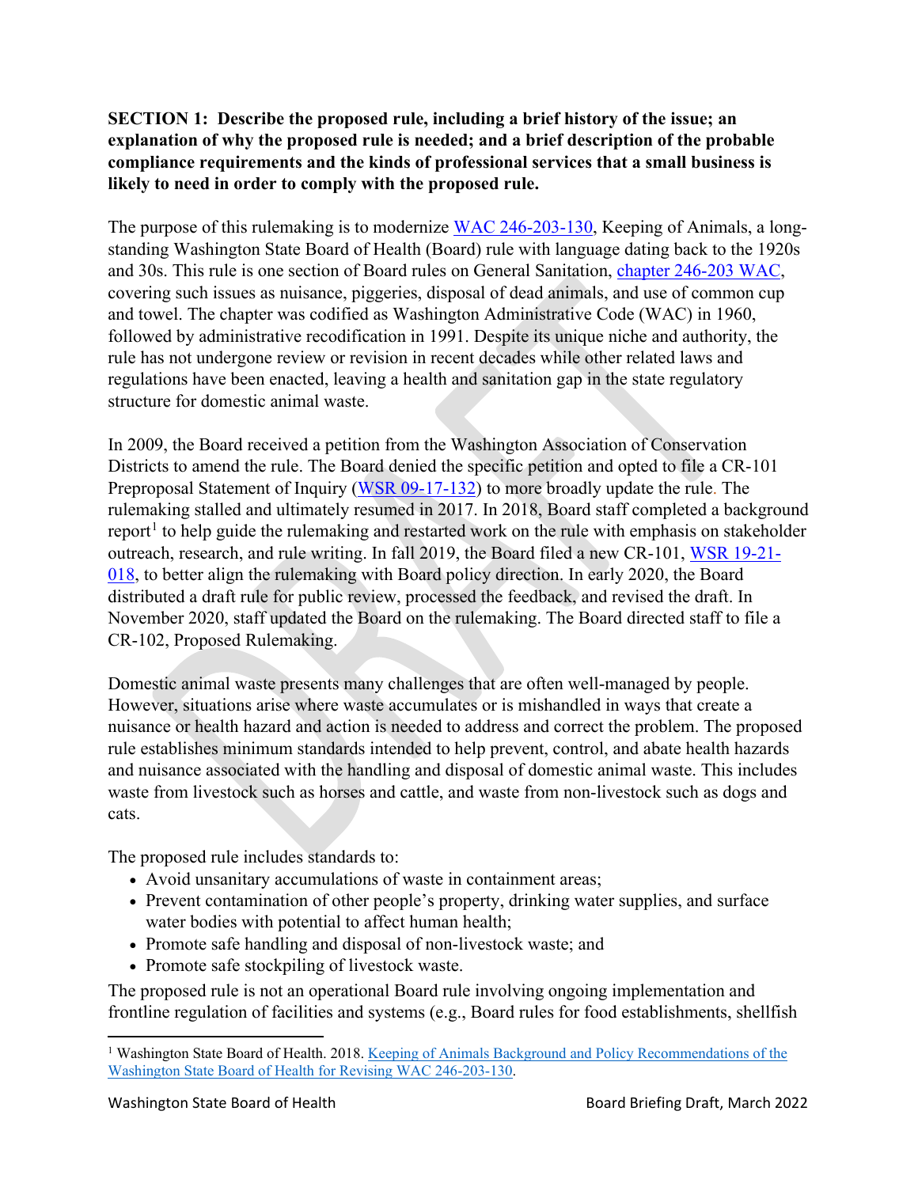**SECTION 1: Describe the proposed rule, including a brief history of the issue; an explanation of why the proposed rule is needed; and a brief description of the probable compliance requirements and the kinds of professional services that a small business is likely to need in order to comply with the proposed rule.**

The purpose of this rulemaking is to modernize [WAC 246-203-130](), Keeping of Animals, a long-standing Washington State Board of Health (Board) rule with language dating back to the 1920s and 30s. This rule is one section of Board rules on General Sanitation, [chapter 246-203 WAC](), covering such issues as nuisance, piggeries, disposal of dead animals, and use of common cup and towel. The chapter was codified as Washington Administrative Code (WAC) in 1960, followed by administrative recodification in 1991. Despite its unique niche and authority, the rule has not undergone review or revision in recent decades while other related laws and regulations have been enacted, leaving a health and sanitation gap in the state regulatory structure for domestic animal waste.

In 2009, the Board received a petition from the Washington Association of Conservation Districts to amend the rule. The Board denied the specific petition and opted to file a CR-101 Preproposal Statement of Inquiry ([WSR 09-17-132]()) to more broadly update the rule. The rulemaking stalled and ultimately resumed in 2017. In 2018, Board staff completed a background report[1] to help guide the rulemaking and restarted work on the rule with emphasis on stakeholder outreach, research, and rule writing. In fall 2019, the Board filed a new CR-101, [WSR 19-21-018](), to better align the rulemaking with Board policy direction. In early 2020, the Board distributed a draft rule for public review, processed the feedback, and revised the draft. In November 2020, staff updated the Board on the rulemaking. The Board directed staff to file a CR-102, Proposed Rulemaking.

Domestic animal waste presents many challenges that are often well-managed by people. However, situations arise where waste accumulates or is mishandled in ways that create a nuisance or health hazard and action is needed to address and correct the problem. The proposed rule establishes minimum standards intended to help prevent, control, and abate health hazards and nuisance associated with the handling and disposal of domestic animal waste. This includes waste from livestock such as horses and cattle, and waste from non-livestock such as dogs and cats.

The proposed rule includes standards to:

- Avoid unsanitary accumulations of waste in containment areas;
- Prevent contamination of other people's property, drinking water supplies, and surface water bodies with potential to affect human health;
- Promote safe handling and disposal of non-livestock waste; and
- Promote safe stockpiling of livestock waste.

The proposed rule is not an operational Board rule involving ongoing implementation and frontline regulation of facilities and systems (e.g., Board rules for food establishments, shellfish

[1] Washington State Board of Health. 2018. [Keeping of Animals Background and Policy Recommendations of the Washington State Board of Health for Revising WAC 246-203-130]().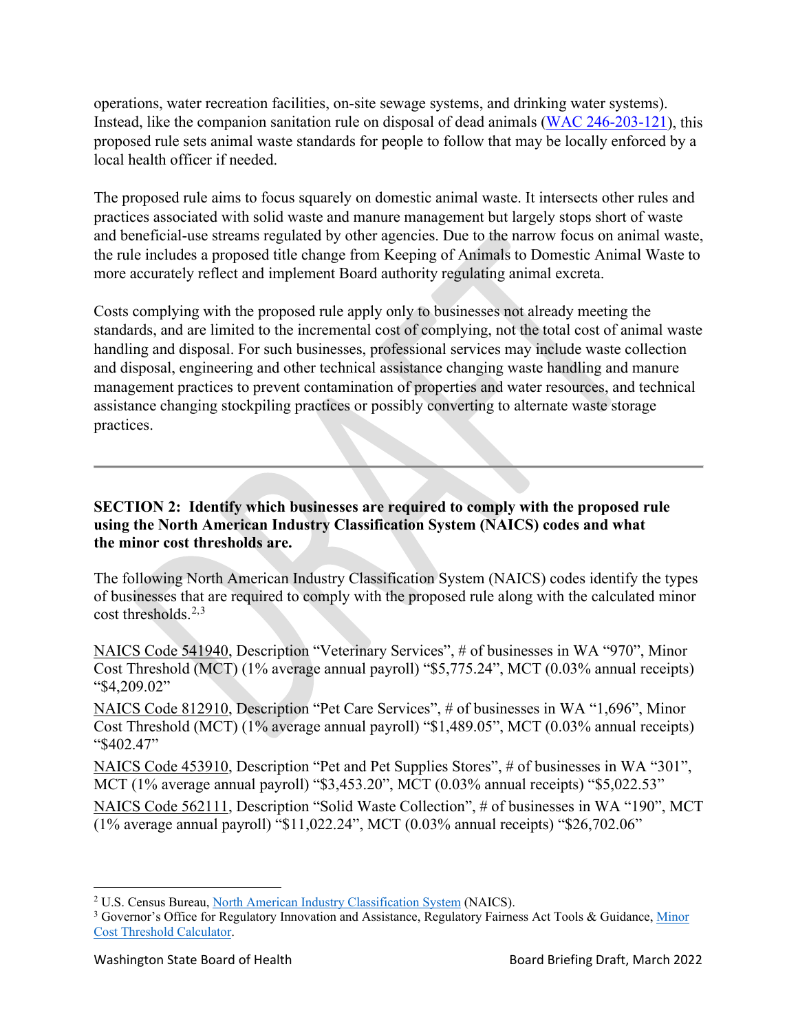operations, water recreation facilities, on-site sewage systems, and drinking water systems). Instead, like the companion sanitation rule on disposal of dead animals (WAC 246-203-121), this proposed rule sets animal waste standards for people to follow that may be locally enforced by a local health officer if needed.

The proposed rule aims to focus squarely on domestic animal waste. It intersects other rules and practices associated with solid waste and manure management but largely stops short of waste and beneficial-use streams regulated by other agencies. Due to the narrow focus on animal waste, the rule includes a proposed title change from Keeping of Animals to Domestic Animal Waste to more accurately reflect and implement Board authority regulating animal excreta.

Costs complying with the proposed rule apply only to businesses not already meeting the standards, and are limited to the incremental cost of complying, not the total cost of animal waste handling and disposal. For such businesses, professional services may include waste collection and disposal, engineering and other technical assistance changing waste handling and manure management practices to prevent contamination of properties and water resources, and technical assistance changing stockpiling practices or possibly converting to alternate waste storage practices.

---

**SECTION 2: Identify which businesses are required to comply with the proposed rule using the North American Industry Classification System (NAICS) codes and what the minor cost thresholds are.**

The following North American Industry Classification System (NAICS) codes identify the types of businesses that are required to comply with the proposed rule along with the calculated minor cost thresholds.[2,3]

NAICS Code 541940, Description "Veterinary Services", # of businesses in WA "970", Minor Cost Threshold (MCT) (1% average annual payroll) "$5,775.24", MCT (0.03% annual receipts) "$4,209.02"

NAICS Code 812910, Description "Pet Care Services", # of businesses in WA "1,696", Minor Cost Threshold (MCT) (1% average annual payroll) "$1,489.05", MCT (0.03% annual receipts) "$402.47"

NAICS Code 453910, Description "Pet and Pet Supplies Stores", # of businesses in WA "301", MCT (1% average annual payroll) "$3,453.20", MCT (0.03% annual receipts) "$5,022.53"

NAICS Code 562111, Description "Solid Waste Collection", # of businesses in WA "190", MCT (1% average annual payroll) "$11,022.24", MCT (0.03% annual receipts) "$26,702.06"

---

[2] U.S. Census Bureau, North American Industry Classification System (NAICS).

[3] Governor's Office for Regulatory Innovation and Assistance, Regulatory Fairness Act Tools & Guidance, Minor Cost Threshold Calculator.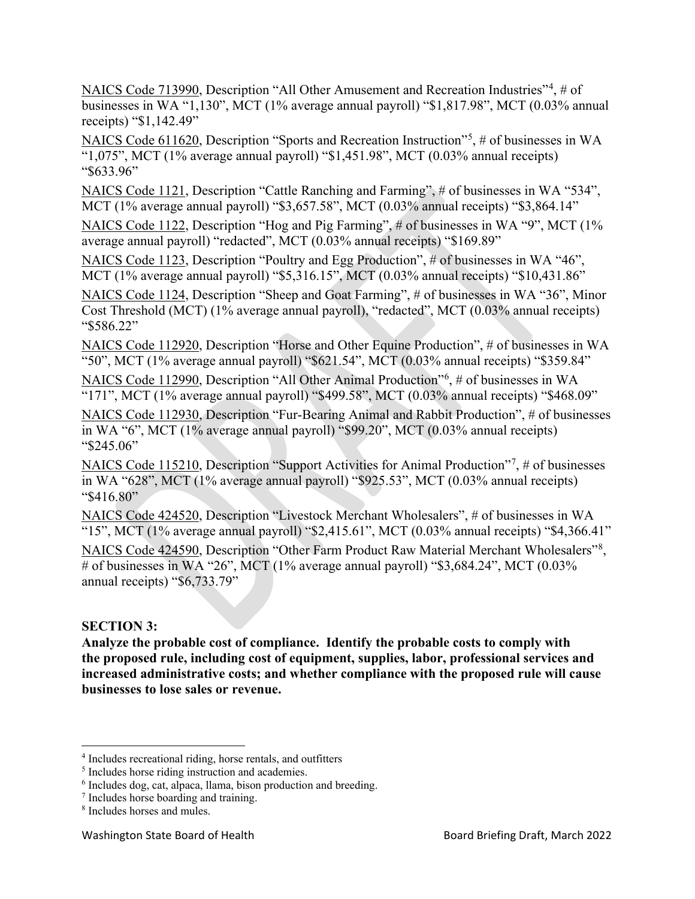NAICS Code 713990, Description "All Other Amusement and Recreation Industries"[4], # of businesses in WA "1,130", MCT (1% average annual payroll) "$1,817.98", MCT (0.03% annual receipts) "$1,142.49"

NAICS Code 611620, Description "Sports and Recreation Instruction"[5], # of businesses in WA "1,075", MCT (1% average annual payroll) "$1,451.98", MCT (0.03% annual receipts) "$633.96"

NAICS Code 1121, Description "Cattle Ranching and Farming", # of businesses in WA "534", MCT (1% average annual payroll) "$3,657.58", MCT (0.03% annual receipts) "$3,864.14"

NAICS Code 1122, Description "Hog and Pig Farming", # of businesses in WA "9", MCT (1% average annual payroll) "redacted", MCT (0.03% annual receipts) "$169.89"

NAICS Code 1123, Description "Poultry and Egg Production", # of businesses in WA "46", MCT (1% average annual payroll) "$5,316.15", MCT (0.03% annual receipts) "$10,431.86"

NAICS Code 1124, Description "Sheep and Goat Farming", # of businesses in WA "36", Minor Cost Threshold (MCT) (1% average annual payroll), "redacted", MCT (0.03% annual receipts) "$586.22"

NAICS Code 112920, Description "Horse and Other Equine Production", # of businesses in WA "50", MCT (1% average annual payroll) "$621.54", MCT (0.03% annual receipts) "$359.84"

NAICS Code 112990, Description "All Other Animal Production"[6], # of businesses in WA "171", MCT (1% average annual payroll) "$499.58", MCT (0.03% annual receipts) "$468.09"

NAICS Code 112930, Description "Fur-Bearing Animal and Rabbit Production", # of businesses in WA "6", MCT (1% average annual payroll) "$99.20", MCT (0.03% annual receipts) "$245.06"

NAICS Code 115210, Description "Support Activities for Animal Production"[7], # of businesses in WA "628", MCT (1% average annual payroll) "$925.53", MCT (0.03% annual receipts) "$416.80"

NAICS Code 424520, Description "Livestock Merchant Wholesalers", # of businesses in WA "15", MCT (1% average annual payroll) "$2,415.61", MCT (0.03% annual receipts) "$4,366.41"

NAICS Code 424590, Description "Other Farm Product Raw Material Merchant Wholesalers"[8], # of businesses in WA "26", MCT (1% average annual payroll) "$3,684.24", MCT (0.03% annual receipts) "$6,733.79"

**SECTION 3:**

**Analyze the probable cost of compliance. Identify the probable costs to comply with the proposed rule, including cost of equipment, supplies, labor, professional services and increased administrative costs; and whether compliance with the proposed rule will cause businesses to lose sales or revenue.**

---

[4] Includes recreational riding, horse rentals, and outfitters

[5] Includes horse riding instruction and academies.

[6] Includes dog, cat, alpaca, llama, bison production and breeding.

[7] Includes horse boarding and training.

[8] Includes horses and mules.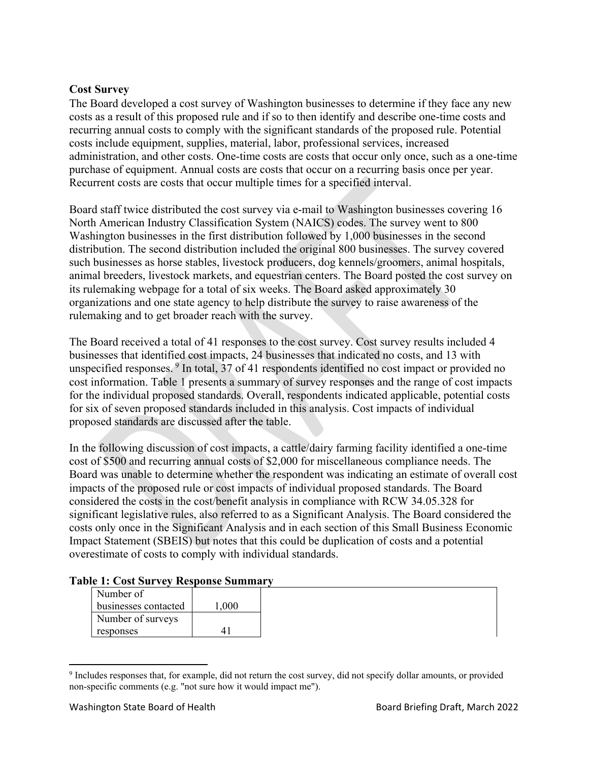### Cost Survey

The Board developed a cost survey of Washington businesses to determine if they face any new costs as a result of this proposed rule and if so to then identify and describe one-time costs and recurring annual costs to comply with the significant standards of the proposed rule. Potential costs include equipment, supplies, material, labor, professional services, increased administration, and other costs. One-time costs are costs that occur only once, such as a one-time purchase of equipment. Annual costs are costs that occur on a recurring basis once per year. Recurrent costs are costs that occur multiple times for a specified interval.

Board staff twice distributed the cost survey via e-mail to Washington businesses covering 16 North American Industry Classification System (NAICS) codes. The survey went to 800 Washington businesses in the first distribution followed by 1,000 businesses in the second distribution. The second distribution included the original 800 businesses. The survey covered such businesses as horse stables, livestock producers, dog kennels/groomers, animal hospitals, animal breeders, livestock markets, and equestrian centers. The Board posted the cost survey on its rulemaking webpage for a total of six weeks. The Board asked approximately 30 organizations and one state agency to help distribute the survey to raise awareness of the rulemaking and to get broader reach with the survey.

The Board received a total of 41 responses to the cost survey. Cost survey results included 4 businesses that identified cost impacts, 24 businesses that indicated no costs, and 13 with unspecified responses.[9] In total, 37 of 41 respondents identified no cost impact or provided no cost information. Table 1 presents a summary of survey responses and the range of cost impacts for the individual proposed standards. Overall, respondents indicated applicable, potential costs for six of seven proposed standards included in this analysis. Cost impacts of individual proposed standards are discussed after the table.

In the following discussion of cost impacts, a cattle/dairy farming facility identified a one-time cost of $500 and recurring annual costs of $2,000 for miscellaneous compliance needs. The Board was unable to determine whether the respondent was indicating an estimate of overall cost impacts of the proposed rule or cost impacts of individual proposed standards. The Board considered the costs in the cost/benefit analysis in compliance with RCW 34.05.328 for significant legislative rules, also referred to as a Significant Analysis. The Board considered the costs only once in the Significant Analysis and in each section of this Small Business Economic Impact Statement (SBEIS) but notes that this could be duplication of costs and a potential overestimate of costs to comply with individual standards.

**Table 1: Cost Survey Response Summary**

| | | |
|---|---|---|
| Number of businesses contacted | 1,000 | |
| Number of surveys responses | 41 | |

[9] Includes responses that, for example, did not return the cost survey, did not specify dollar amounts, or provided non-specific comments (e.g. "not sure how it would impact me").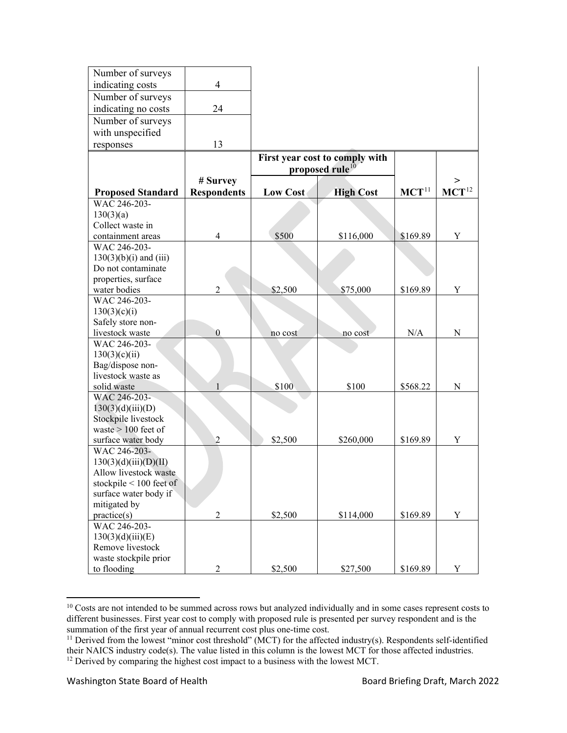| | |
|---|---|
| Number of surveys indicating costs | 4 |
| Number of surveys indicating no costs | 24 |
| Number of surveys with unspecified responses | 13 |

| | | First year cost to comply with proposed rule[10] | | | |
|---|---|---|---|---|---|
| **Proposed Standard** | **# Survey Respondents** | **Low Cost** | **High Cost** | **MCT**[11] | **> MCT**[12] |
| WAC 246-203-130(3)(a) Collect waste in containment areas | 4 | $500 | $116,000 | $169.89 | Y |
| WAC 246-203-130(3)(b)(i) and (iii) Do not contaminate properties, surface water bodies | 2 | $2,500 | $75,000 | $169.89 | Y |
| WAC 246-203-130(3)(c)(i) Safely store non-livestock waste | 0 | no cost | no cost | N/A | N |
| WAC 246-203-130(3)(c)(ii) Bag/dispose non-livestock waste as solid waste | 1 | $100 | $100 | $568.22 | N |
| WAC 246-203-130(3)(d)(iii)(D) Stockpile livestock waste > 100 feet of surface water body | 2 | $2,500 | $260,000 | $169.89 | Y |
| WAC 246-203-130(3)(d)(iii)(D)(II) Allow livestock waste stockpile < 100 feet of surface water body if mitigated by practice(s) | 2 | $2,500 | $114,000 | $169.89 | Y |
| WAC 246-203-130(3)(d)(iii)(E) Remove livestock waste stockpile prior to flooding | 2 | $2,500 | $27,500 | $169.89 | Y |

[10] Costs are not intended to be summed across rows but analyzed individually and in some cases represent costs to different businesses. First year cost to comply with proposed rule is presented per survey respondent and is the summation of the first year of annual recurrent cost plus one-time cost.

[11] Derived from the lowest "minor cost threshold" (MCT) for the affected industry(s). Respondents self-identified their NAICS industry code(s). The value listed in this column is the lowest MCT for those affected industries.

[12] Derived by comparing the highest cost impact to a business with the lowest MCT.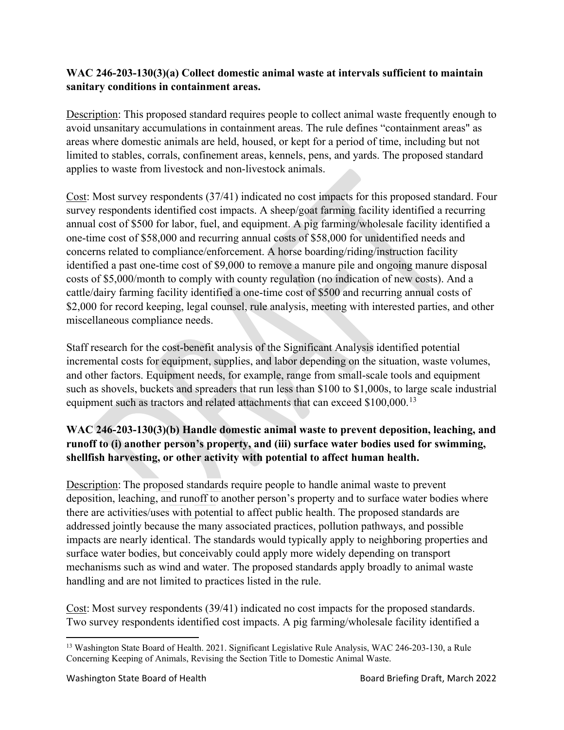**WAC 246-203-130(3)(a) Collect domestic animal waste at intervals sufficient to maintain sanitary conditions in containment areas.**

Description: This proposed standard requires people to collect animal waste frequently enough to avoid unsanitary accumulations in containment areas. The rule defines "containment areas" as areas where domestic animals are held, housed, or kept for a period of time, including but not limited to stables, corrals, confinement areas, kennels, pens, and yards. The proposed standard applies to waste from livestock and non-livestock animals.

Cost: Most survey respondents (37/41) indicated no cost impacts for this proposed standard. Four survey respondents identified cost impacts. A sheep/goat farming facility identified a recurring annual cost of $500 for labor, fuel, and equipment. A pig farming/wholesale facility identified a one-time cost of $58,000 and recurring annual costs of $58,000 for unidentified needs and concerns related to compliance/enforcement. A horse boarding/riding/instruction facility identified a past one-time cost of $9,000 to remove a manure pile and ongoing manure disposal costs of $5,000/month to comply with county regulation (no indication of new costs). And a cattle/dairy farming facility identified a one-time cost of $500 and recurring annual costs of $2,000 for record keeping, legal counsel, rule analysis, meeting with interested parties, and other miscellaneous compliance needs.

Staff research for the cost-benefit analysis of the Significant Analysis identified potential incremental costs for equipment, supplies, and labor depending on the situation, waste volumes, and other factors. Equipment needs, for example, range from small-scale tools and equipment such as shovels, buckets and spreaders that run less than $100 to $1,000s, to large scale industrial equipment such as tractors and related attachments that can exceed $100,000.[13]

**WAC 246-203-130(3)(b) Handle domestic animal waste to prevent deposition, leaching, and runoff to (i) another person's property, and (iii) surface water bodies used for swimming, shellfish harvesting, or other activity with potential to affect human health.**

Description: The proposed standards require people to handle animal waste to prevent deposition, leaching, and runoff to another person's property and to surface water bodies where there are activities/uses with potential to affect public health. The proposed standards are addressed jointly because the many associated practices, pollution pathways, and possible impacts are nearly identical. The standards would typically apply to neighboring properties and surface water bodies, but conceivably could apply more widely depending on transport mechanisms such as wind and water. The proposed standards apply broadly to animal waste handling and are not limited to practices listed in the rule.

Cost: Most survey respondents (39/41) indicated no cost impacts for the proposed standards. Two survey respondents identified cost impacts. A pig farming/wholesale facility identified a

[13] Washington State Board of Health. 2021. Significant Legislative Rule Analysis, WAC 246-203-130, a Rule Concerning Keeping of Animals, Revising the Section Title to Domestic Animal Waste.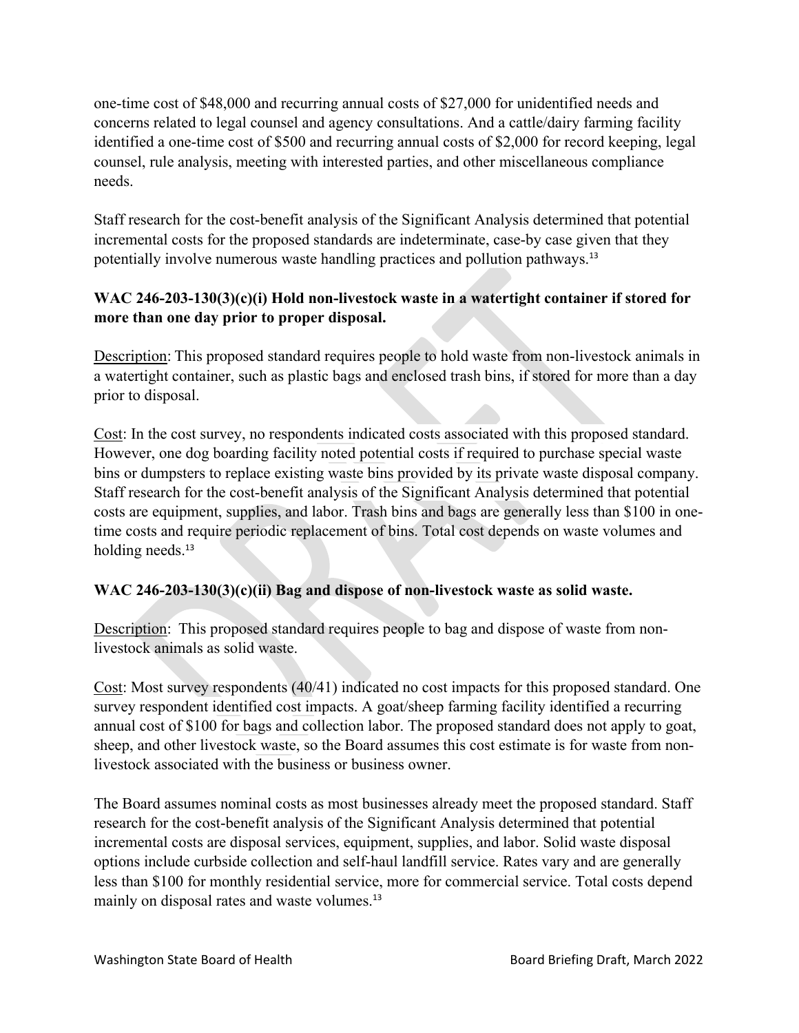one-time cost of $48,000 and recurring annual costs of $27,000 for unidentified needs and concerns related to legal counsel and agency consultations. And a cattle/dairy farming facility identified a one-time cost of $500 and recurring annual costs of $2,000 for record keeping, legal counsel, rule analysis, meeting with interested parties, and other miscellaneous compliance needs.

Staff research for the cost-benefit analysis of the Significant Analysis determined that potential incremental costs for the proposed standards are indeterminate, case-by case given that they potentially involve numerous waste handling practices and pollution pathways.[13]

### WAC 246-203-130(3)(c)(i) Hold non-livestock waste in a watertight container if stored for more than one day prior to proper disposal.

Description: This proposed standard requires people to hold waste from non-livestock animals in a watertight container, such as plastic bags and enclosed trash bins, if stored for more than a day prior to disposal.

Cost: In the cost survey, no respondents indicated costs associated with this proposed standard. However, one dog boarding facility noted potential costs if required to purchase special waste bins or dumpsters to replace existing waste bins provided by its private waste disposal company. Staff research for the cost-benefit analysis of the Significant Analysis determined that potential costs are equipment, supplies, and labor. Trash bins and bags are generally less than $100 in one-time costs and require periodic replacement of bins. Total cost depends on waste volumes and holding needs.[13]

### WAC 246-203-130(3)(c)(ii) Bag and dispose of non-livestock waste as solid waste.

Description: This proposed standard requires people to bag and dispose of waste from non-livestock animals as solid waste.

Cost: Most survey respondents (40/41) indicated no cost impacts for this proposed standard. One survey respondent identified cost impacts. A goat/sheep farming facility identified a recurring annual cost of $100 for bags and collection labor. The proposed standard does not apply to goat, sheep, and other livestock waste, so the Board assumes this cost estimate is for waste from non-livestock associated with the business or business owner.

The Board assumes nominal costs as most businesses already meet the proposed standard. Staff research for the cost-benefit analysis of the Significant Analysis determined that potential incremental costs are disposal services, equipment, supplies, and labor. Solid waste disposal options include curbside collection and self-haul landfill service. Rates vary and are generally less than $100 for monthly residential service, more for commercial service. Total costs depend mainly on disposal rates and waste volumes.[13]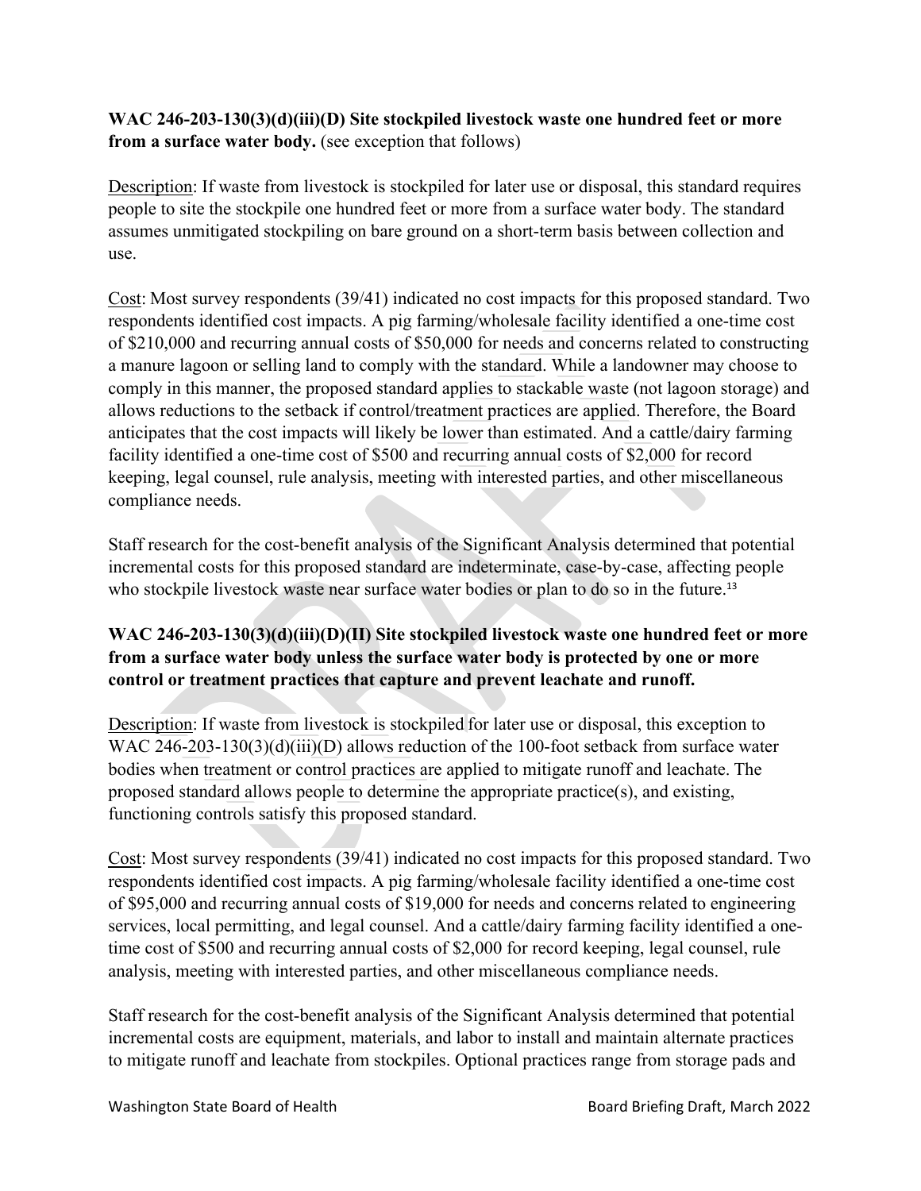**WAC 246-203-130(3)(d)(iii)(D) Site stockpiled livestock waste one hundred feet or more from a surface water body.** (see exception that follows)

Description: If waste from livestock is stockpiled for later use or disposal, this standard requires people to site the stockpile one hundred feet or more from a surface water body. The standard assumes unmitigated stockpiling on bare ground on a short-term basis between collection and use.

Cost: Most survey respondents (39/41) indicated no cost impacts for this proposed standard. Two respondents identified cost impacts. A pig farming/wholesale facility identified a one-time cost of $210,000 and recurring annual costs of $50,000 for needs and concerns related to constructing a manure lagoon or selling land to comply with the standard. While a landowner may choose to comply in this manner, the proposed standard applies to stackable waste (not lagoon storage) and allows reductions to the setback if control/treatment practices are applied. Therefore, the Board anticipates that the cost impacts will likely be lower than estimated. And a cattle/dairy farming facility identified a one-time cost of $500 and recurring annual costs of $2,000 for record keeping, legal counsel, rule analysis, meeting with interested parties, and other miscellaneous compliance needs.

Staff research for the cost-benefit analysis of the Significant Analysis determined that potential incremental costs for this proposed standard are indeterminate, case-by-case, affecting people who stockpile livestock waste near surface water bodies or plan to do so in the future.[13]

**WAC 246-203-130(3)(d)(iii)(D)(II) Site stockpiled livestock waste one hundred feet or more from a surface water body unless the surface water body is protected by one or more control or treatment practices that capture and prevent leachate and runoff.**

Description: If waste from livestock is stockpiled for later use or disposal, this exception to WAC 246-203-130(3)(d)(iii)(D) allows reduction of the 100-foot setback from surface water bodies when treatment or control practices are applied to mitigate runoff and leachate. The proposed standard allows people to determine the appropriate practice(s), and existing, functioning controls satisfy this proposed standard.

Cost: Most survey respondents (39/41) indicated no cost impacts for this proposed standard. Two respondents identified cost impacts. A pig farming/wholesale facility identified a one-time cost of $95,000 and recurring annual costs of $19,000 for needs and concerns related to engineering services, local permitting, and legal counsel. And a cattle/dairy farming facility identified a one-time cost of $500 and recurring annual costs of $2,000 for record keeping, legal counsel, rule analysis, meeting with interested parties, and other miscellaneous compliance needs.

Staff research for the cost-benefit analysis of the Significant Analysis determined that potential incremental costs are equipment, materials, and labor to install and maintain alternate practices to mitigate runoff and leachate from stockpiles. Optional practices range from storage pads and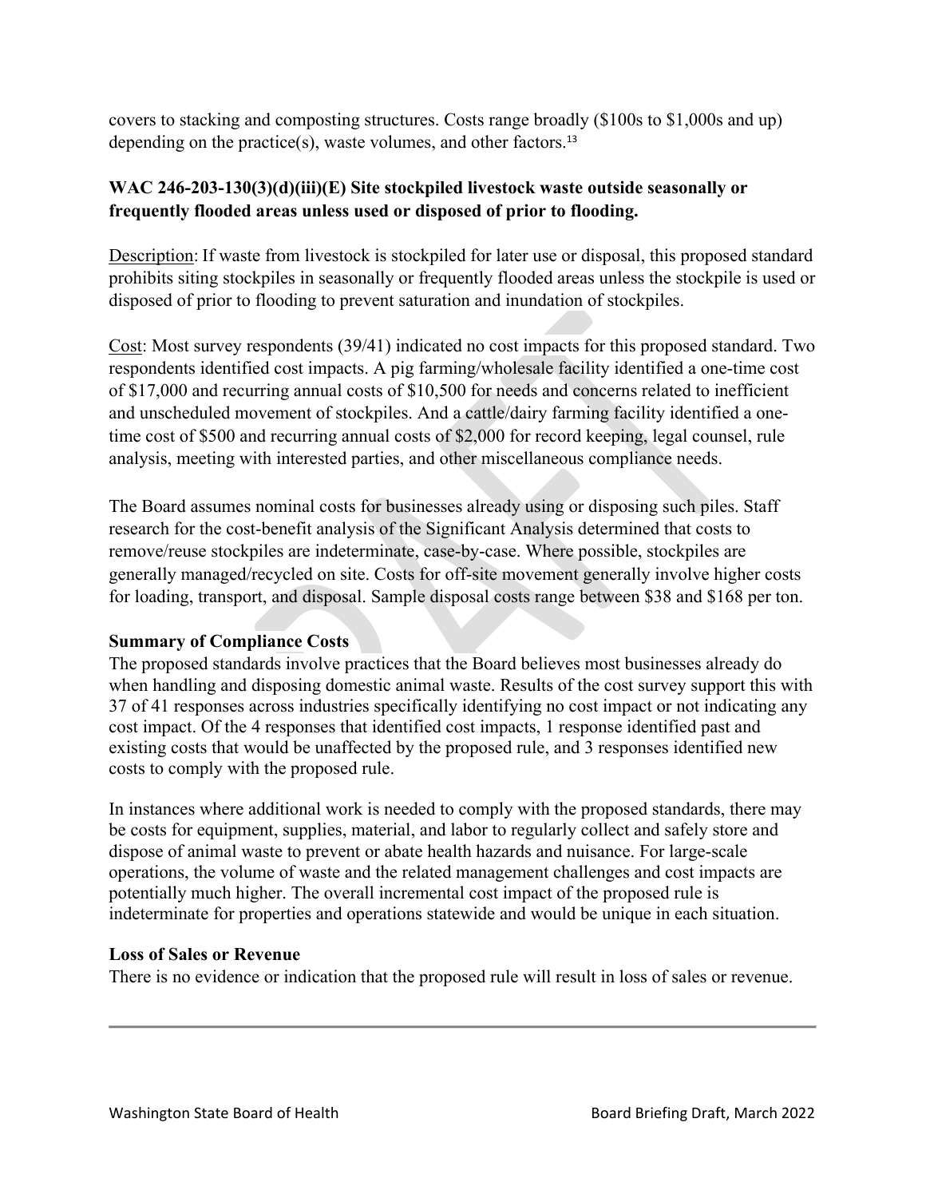covers to stacking and composting structures. Costs range broadly ($100s to $1,000s and up) depending on the practice(s), waste volumes, and other factors.[13]

**WAC 246-203-130(3)(d)(iii)(E) Site stockpiled livestock waste outside seasonally or frequently flooded areas unless used or disposed of prior to flooding.**

Description: If waste from livestock is stockpiled for later use or disposal, this proposed standard prohibits siting stockpiles in seasonally or frequently flooded areas unless the stockpile is used or disposed of prior to flooding to prevent saturation and inundation of stockpiles.

Cost: Most survey respondents (39/41) indicated no cost impacts for this proposed standard. Two respondents identified cost impacts. A pig farming/wholesale facility identified a one-time cost of $17,000 and recurring annual costs of $10,500 for needs and concerns related to inefficient and unscheduled movement of stockpiles. And a cattle/dairy farming facility identified a one-time cost of $500 and recurring annual costs of $2,000 for record keeping, legal counsel, rule analysis, meeting with interested parties, and other miscellaneous compliance needs.

The Board assumes nominal costs for businesses already using or disposing such piles. Staff research for the cost-benefit analysis of the Significant Analysis determined that costs to remove/reuse stockpiles are indeterminate, case-by-case. Where possible, stockpiles are generally managed/recycled on site. Costs for off-site movement generally involve higher costs for loading, transport, and disposal. Sample disposal costs range between $38 and $168 per ton.

**Summary of Compliance Costs**

The proposed standards involve practices that the Board believes most businesses already do when handling and disposing domestic animal waste. Results of the cost survey support this with 37 of 41 responses across industries specifically identifying no cost impact or not indicating any cost impact. Of the 4 responses that identified cost impacts, 1 response identified past and existing costs that would be unaffected by the proposed rule, and 3 responses identified new costs to comply with the proposed rule.

In instances where additional work is needed to comply with the proposed standards, there may be costs for equipment, supplies, material, and labor to regularly collect and safely store and dispose of animal waste to prevent or abate health hazards and nuisance. For large-scale operations, the volume of waste and the related management challenges and cost impacts are potentially much higher. The overall incremental cost impact of the proposed rule is indeterminate for properties and operations statewide and would be unique in each situation.

**Loss of Sales or Revenue**

There is no evidence or indication that the proposed rule will result in loss of sales or revenue.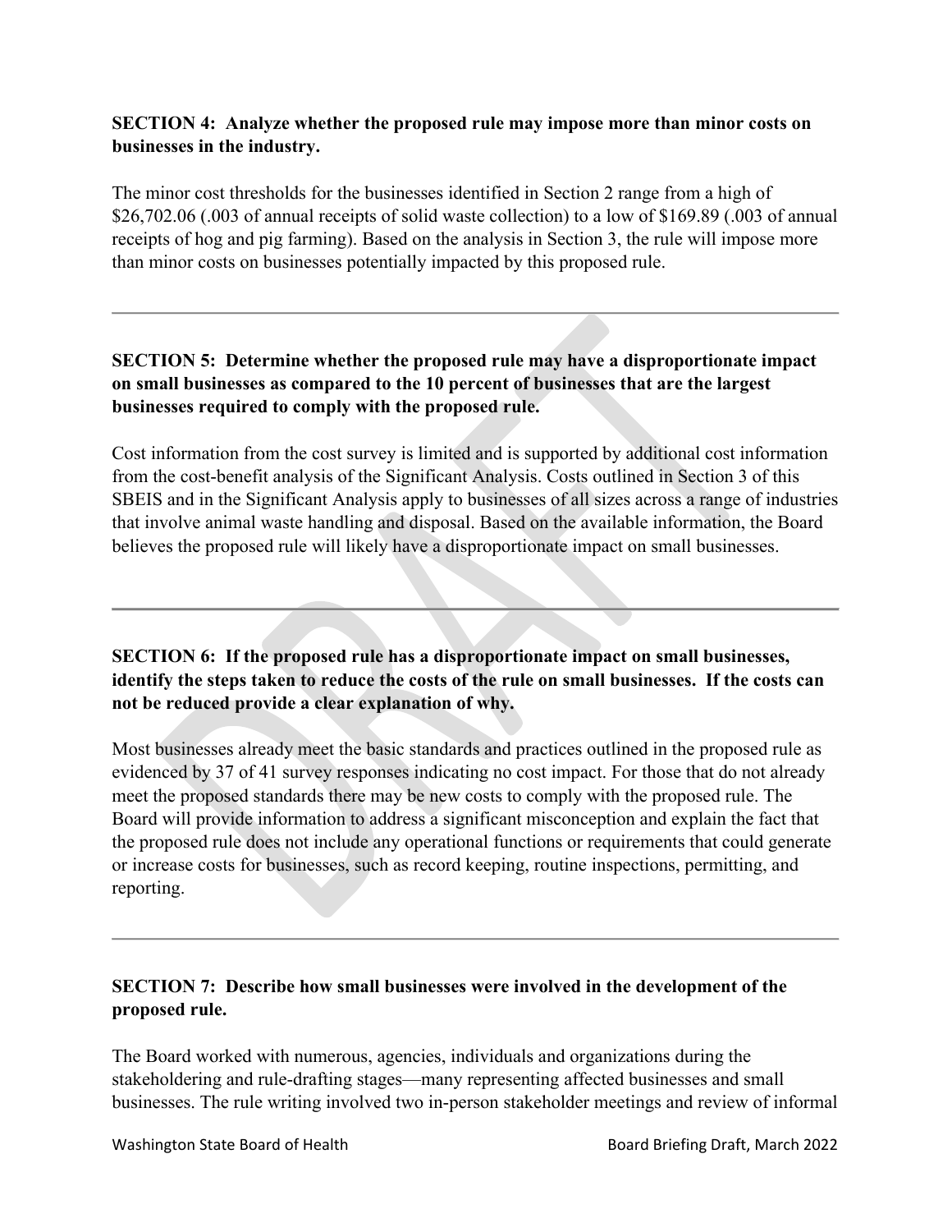**SECTION 4: Analyze whether the proposed rule may impose more than minor costs on businesses in the industry.**

The minor cost thresholds for the businesses identified in Section 2 range from a high of $26,702.06 (.003 of annual receipts of solid waste collection) to a low of $169.89 (.003 of annual receipts of hog and pig farming). Based on the analysis in Section 3, the rule will impose more than minor costs on businesses potentially impacted by this proposed rule.

---

**SECTION 5: Determine whether the proposed rule may have a disproportionate impact on small businesses as compared to the 10 percent of businesses that are the largest businesses required to comply with the proposed rule.**

Cost information from the cost survey is limited and is supported by additional cost information from the cost-benefit analysis of the Significant Analysis. Costs outlined in Section 3 of this SBEIS and in the Significant Analysis apply to businesses of all sizes across a range of industries that involve animal waste handling and disposal. Based on the available information, the Board believes the proposed rule will likely have a disproportionate impact on small businesses.

---

**SECTION 6: If the proposed rule has a disproportionate impact on small businesses, identify the steps taken to reduce the costs of the rule on small businesses. If the costs can not be reduced provide a clear explanation of why.**

Most businesses already meet the basic standards and practices outlined in the proposed rule as evidenced by 37 of 41 survey responses indicating no cost impact. For those that do not already meet the proposed standards there may be new costs to comply with the proposed rule. The Board will provide information to address a significant misconception and explain the fact that the proposed rule does not include any operational functions or requirements that could generate or increase costs for businesses, such as record keeping, routine inspections, permitting, and reporting.

---

**SECTION 7: Describe how small businesses were involved in the development of the proposed rule.**

The Board worked with numerous, agencies, individuals and organizations during the stakeholdering and rule-drafting stages—many representing affected businesses and small businesses. The rule writing involved two in-person stakeholder meetings and review of informal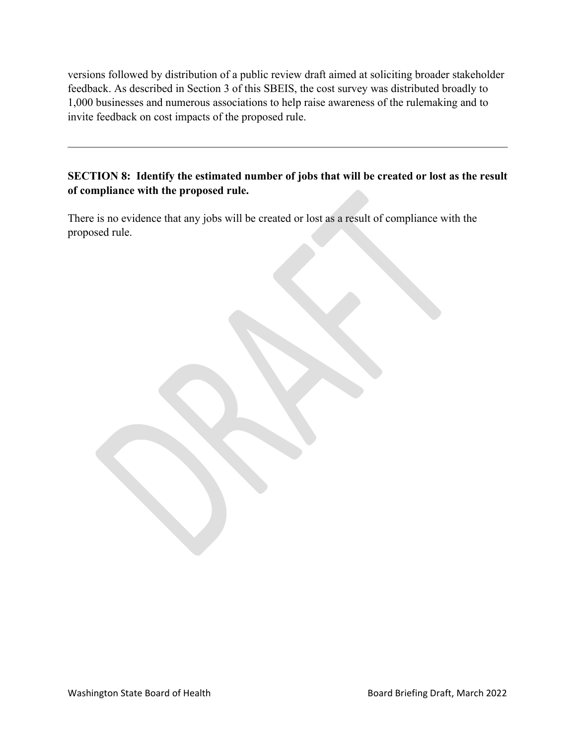versions followed by distribution of a public review draft aimed at soliciting broader stakeholder feedback. As described in Section 3 of this SBEIS, the cost survey was distributed broadly to 1,000 businesses and numerous associations to help raise awareness of the rulemaking and to invite feedback on cost impacts of the proposed rule.

---

**SECTION 8: Identify the estimated number of jobs that will be created or lost as the result of compliance with the proposed rule.**

There is no evidence that any jobs will be created or lost as a result of compliance with the proposed rule.